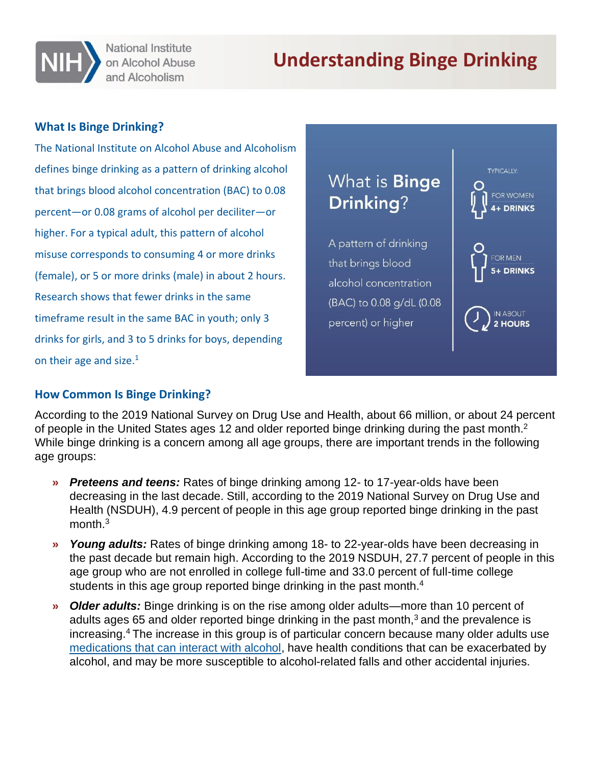National Institute on Alcohol Abuse and Alcoholism

# Understanding Binge Drinking

## What Is Binge Drinking?

The National Institute on Alcohol Abuse and Alcoholism defines binge drinking as a pattern of drinking alcohol that brings blood alcohol concentration (BAC) to 0.08 percent—or 0.08 grams of alcohol per deciliter—or higher. For a typical adult, this pattern of alcohol misuse corresponds to consuming 4 or more drinks (female), or 5 or more drinks (male) in about 2 hours. Research shows that fewer drinks in the same timeframe result in the same BAC in youth; only 3 drinks for girls, and 3 to 5 drinks for boys, depending on their age and size.[1]

**What is Binge Drinking?**

A pattern of drinking that brings blood alcohol concentration (BAC) to 0.08 g/dL (0.08 percent) or higher

TYPICALLY:

FOR WOMEN **4+ DRINKS**

FOR MEN **5+ DRINKS**

IN ABOUT **2 HOURS**

## How Common Is Binge Drinking?

According to the 2019 National Survey on Drug Use and Health, about 66 million, or about 24 percent of people in the United States ages 12 and older reported binge drinking during the past month.[2] While binge drinking is a concern among all age groups, there are important trends in the following age groups:

- ***Preteens and teens:*** Rates of binge drinking among 12- to 17-year-olds have been decreasing in the last decade. Still, according to the 2019 National Survey on Drug Use and Health (NSDUH), 4.9 percent of people in this age group reported binge drinking in the past month.[3]
- ***Young adults:*** Rates of binge drinking among 18- to 22-year-olds have been decreasing in the past decade but remain high. According to the 2019 NSDUH, 27.7 percent of people in this age group who are not enrolled in college full-time and 33.0 percent of full-time college students in this age group reported binge drinking in the past month.[4]
- ***Older adults:*** Binge drinking is on the rise among older adults—more than 10 percent of adults ages 65 and older reported binge drinking in the past month,[3] and the prevalence is increasing.[4] The increase in this group is of particular concern because many older adults use medications that can interact with alcohol, have health conditions that can be exacerbated by alcohol, and may be more susceptible to alcohol-related falls and other accidental injuries.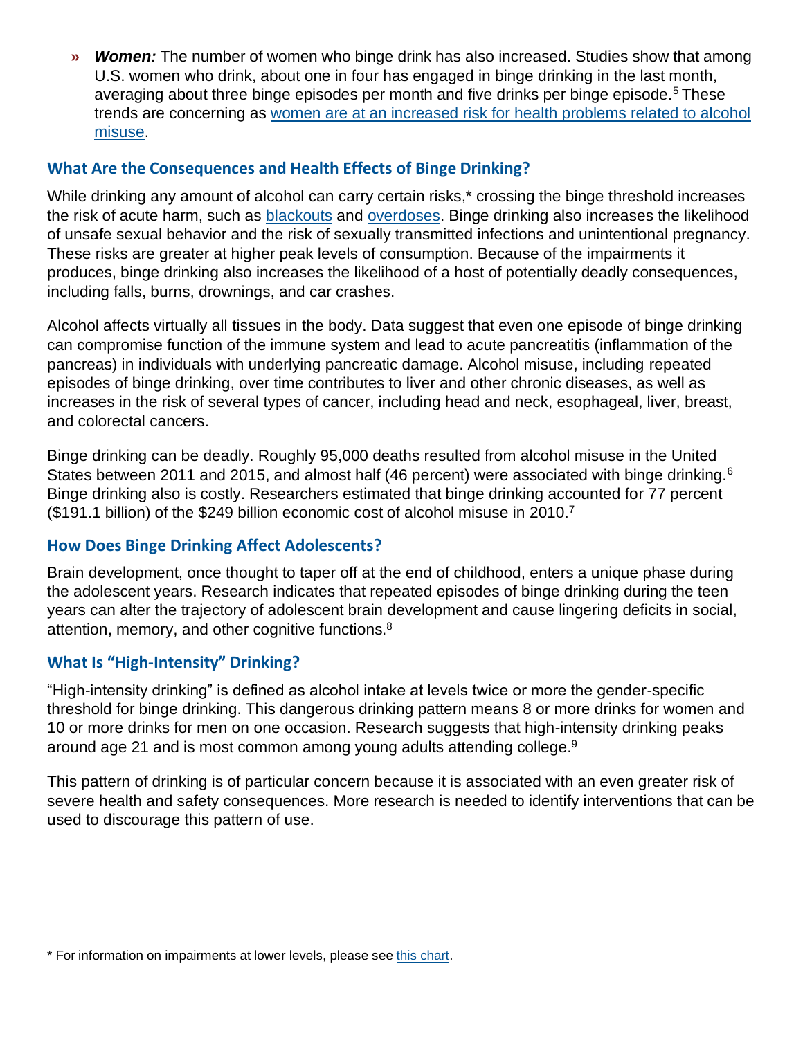- ***Women:*** The number of women who binge drink has also increased. Studies show that among U.S. women who drink, about one in four has engaged in binge drinking in the last month, averaging about three binge episodes per month and five drinks per binge episode.[5] These trends are concerning as women are at an increased risk for health problems related to alcohol misuse.

### What Are the Consequences and Health Effects of Binge Drinking?

While drinking any amount of alcohol can carry certain risks,* crossing the binge threshold increases the risk of acute harm, such as blackouts and overdoses. Binge drinking also increases the likelihood of unsafe sexual behavior and the risk of sexually transmitted infections and unintentional pregnancy. These risks are greater at higher peak levels of consumption. Because of the impairments it produces, binge drinking also increases the likelihood of a host of potentially deadly consequences, including falls, burns, drownings, and car crashes.

Alcohol affects virtually all tissues in the body. Data suggest that even one episode of binge drinking can compromise function of the immune system and lead to acute pancreatitis (inflammation of the pancreas) in individuals with underlying pancreatic damage. Alcohol misuse, including repeated episodes of binge drinking, over time contributes to liver and other chronic diseases, as well as increases in the risk of several types of cancer, including head and neck, esophageal, liver, breast, and colorectal cancers.

Binge drinking can be deadly. Roughly 95,000 deaths resulted from alcohol misuse in the United States between 2011 and 2015, and almost half (46 percent) were associated with binge drinking.[6] Binge drinking also is costly. Researchers estimated that binge drinking accounted for 77 percent ($191.1 billion) of the $249 billion economic cost of alcohol misuse in 2010.[7]

### How Does Binge Drinking Affect Adolescents?

Brain development, once thought to taper off at the end of childhood, enters a unique phase during the adolescent years. Research indicates that repeated episodes of binge drinking during the teen years can alter the trajectory of adolescent brain development and cause lingering deficits in social, attention, memory, and other cognitive functions.[8]

### What Is "High-Intensity" Drinking?

"High-intensity drinking" is defined as alcohol intake at levels twice or more the gender-specific threshold for binge drinking. This dangerous drinking pattern means 8 or more drinks for women and 10 or more drinks for men on one occasion. Research suggests that high-intensity drinking peaks around age 21 and is most common among young adults attending college.[9]

This pattern of drinking is of particular concern because it is associated with an even greater risk of severe health and safety consequences. More research is needed to identify interventions that can be used to discourage this pattern of use.

* For information on impairments at lower levels, please see this chart.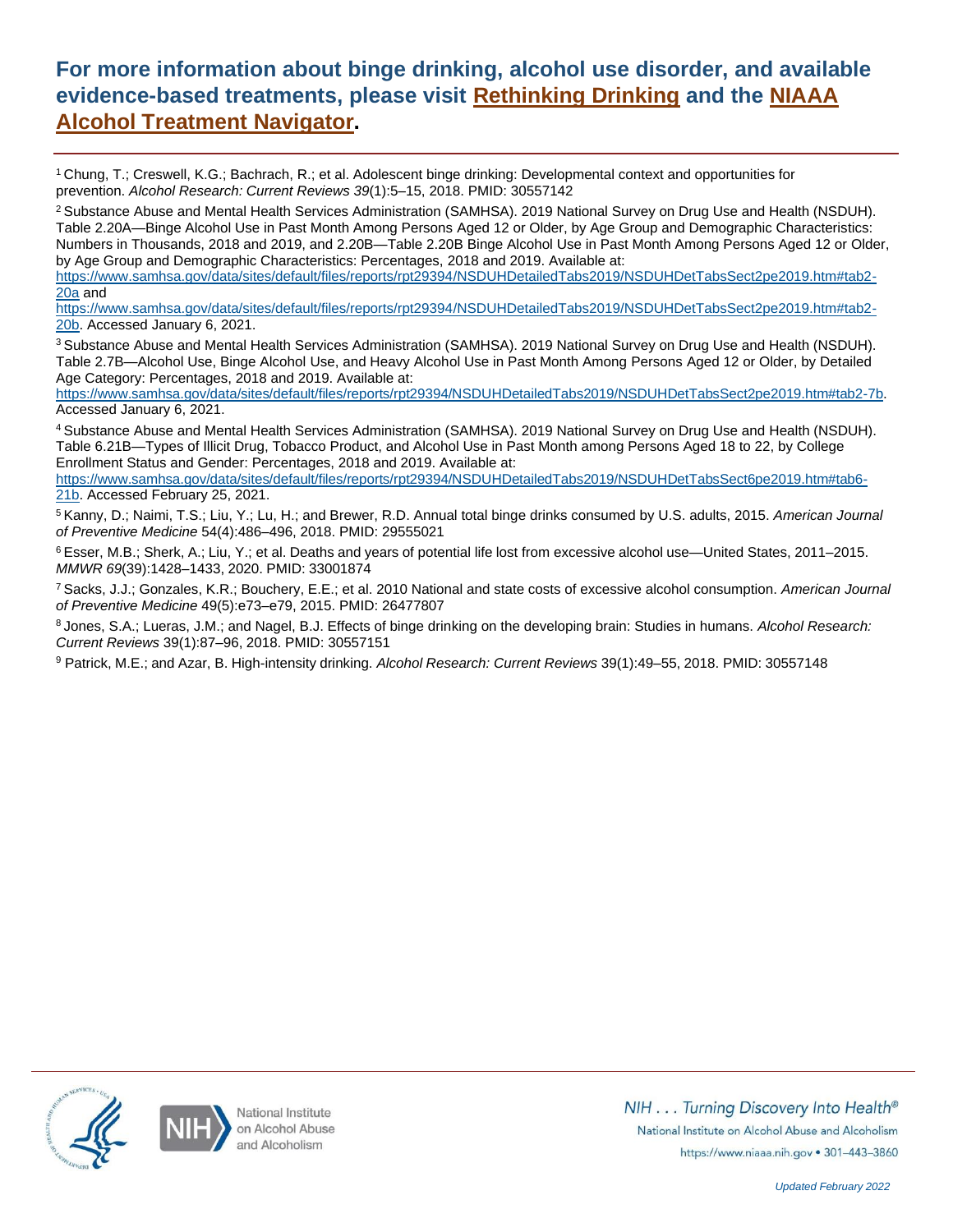## For more information about binge drinking, alcohol use disorder, and available evidence-based treatments, please visit Rethinking Drinking and the NIAAA Alcohol Treatment Navigator.

[1] Chung, T.; Creswell, K.G.; Bachrach, R.; et al. Adolescent binge drinking: Developmental context and opportunities for prevention. *Alcohol Research: Current Reviews 39*(1):5–15, 2018. PMID: 30557142

[2] Substance Abuse and Mental Health Services Administration (SAMHSA). 2019 National Survey on Drug Use and Health (NSDUH). Table 2.20A—Binge Alcohol Use in Past Month Among Persons Aged 12 or Older, by Age Group and Demographic Characteristics: Numbers in Thousands, 2018 and 2019, and 2.20B—Table 2.20B Binge Alcohol Use in Past Month Among Persons Aged 12 or Older, by Age Group and Demographic Characteristics: Percentages, 2018 and 2019. Available at: https://www.samhsa.gov/data/sites/default/files/reports/rpt29394/NSDUHDetailedTabs2019/NSDUHDetTabsSect2pe2019.htm#tab2-20a and https://www.samhsa.gov/data/sites/default/files/reports/rpt29394/NSDUHDetailedTabs2019/NSDUHDetTabsSect2pe2019.htm#tab2-20b. Accessed January 6, 2021.

[3] Substance Abuse and Mental Health Services Administration (SAMHSA). 2019 National Survey on Drug Use and Health (NSDUH). Table 2.7B—Alcohol Use, Binge Alcohol Use, and Heavy Alcohol Use in Past Month Among Persons Aged 12 or Older, by Detailed Age Category: Percentages, 2018 and 2019. Available at: https://www.samhsa.gov/data/sites/default/files/reports/rpt29394/NSDUHDetailedTabs2019/NSDUHDetTabsSect2pe2019.htm#tab2-7b. Accessed January 6, 2021.

[4] Substance Abuse and Mental Health Services Administration (SAMHSA). 2019 National Survey on Drug Use and Health (NSDUH). Table 6.21B—Types of Illicit Drug, Tobacco Product, and Alcohol Use in Past Month among Persons Aged 18 to 22, by College Enrollment Status and Gender: Percentages, 2018 and 2019. Available at: https://www.samhsa.gov/data/sites/default/files/reports/rpt29394/NSDUHDetailedTabs2019/NSDUHDetTabsSect6pe2019.htm#tab6-21b. Accessed February 25, 2021.

[5] Kanny, D.; Naimi, T.S.; Liu, Y.; Lu, H.; and Brewer, R.D. Annual total binge drinks consumed by U.S. adults, 2015. *American Journal of Preventive Medicine* 54(4):486–496, 2018. PMID: 29555021

[6] Esser, M.B.; Sherk, A.; Liu, Y.; et al. Deaths and years of potential life lost from excessive alcohol use—United States, 2011–2015. *MMWR 69*(39):1428–1433, 2020. PMID: 33001874

[7] Sacks, J.J.; Gonzales, K.R.; Bouchery, E.E.; et al. 2010 National and state costs of excessive alcohol consumption. *American Journal of Preventive Medicine* 49(5):e73–e79, 2015. PMID: 26477807

[8] Jones, S.A.; Lueras, J.M.; and Nagel, B.J. Effects of binge drinking on the developing brain: Studies in humans. *Alcohol Research: Current Reviews* 39(1):87–96, 2018. PMID: 30557151

[9] Patrick, M.E.; and Azar, B. High-intensity drinking. *Alcohol Research: Current Reviews* 39(1):49–55, 2018. PMID: 30557148

NIH National Institute on Alcohol Abuse and Alcoholism

*NIH . . . Turning Discovery Into Health®*

National Institute on Alcohol Abuse and Alcoholism

https://www.niaaa.nih.gov • 301–443–3860

*Updated February 2022*